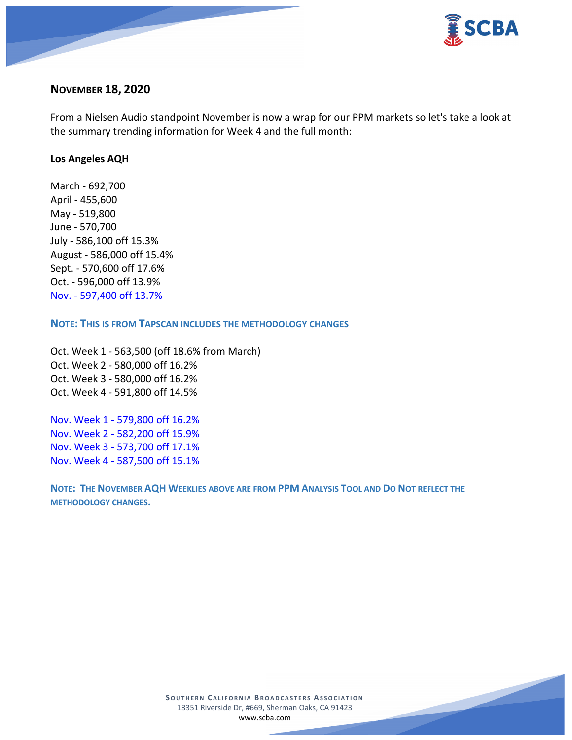## NOVEMBER 18, 2020

From a Nielsen Audio standpoint November is now a wrap for our PPM markets so let's take a look at the summary trending information for Week 4 and the full month:

**Los Angeles AQH**

March - 692,700
April - 455,600
May - 519,800
June - 570,700
July - 586,100 off 15.3%
August - 586,000 off 15.4%
Sept. - 570,600 off 17.6%
Oct. - 596,000 off 13.9%
Nov. - 597,400 off 13.7%

**NOTE: THIS IS FROM TAPSCAN INCLUDES THE METHODOLOGY CHANGES**

Oct. Week 1 - 563,500 (off 18.6% from March)
Oct. Week 2 - 580,000 off 16.2%
Oct. Week 3 - 580,000 off 16.2%
Oct. Week 4 - 591,800 off 14.5%

Nov. Week 1 - 579,800 off 16.2%
Nov. Week 2 - 582,200 off 15.9%
Nov. Week 3 - 573,700 off 17.1%
Nov. Week 4 - 587,500 off 15.1%

**NOTE: THE NOVEMBER AQH WEEKLIES ABOVE ARE FROM PPM ANALYSIS TOOL AND DO NOT REFLECT THE METHODOLOGY CHANGES.**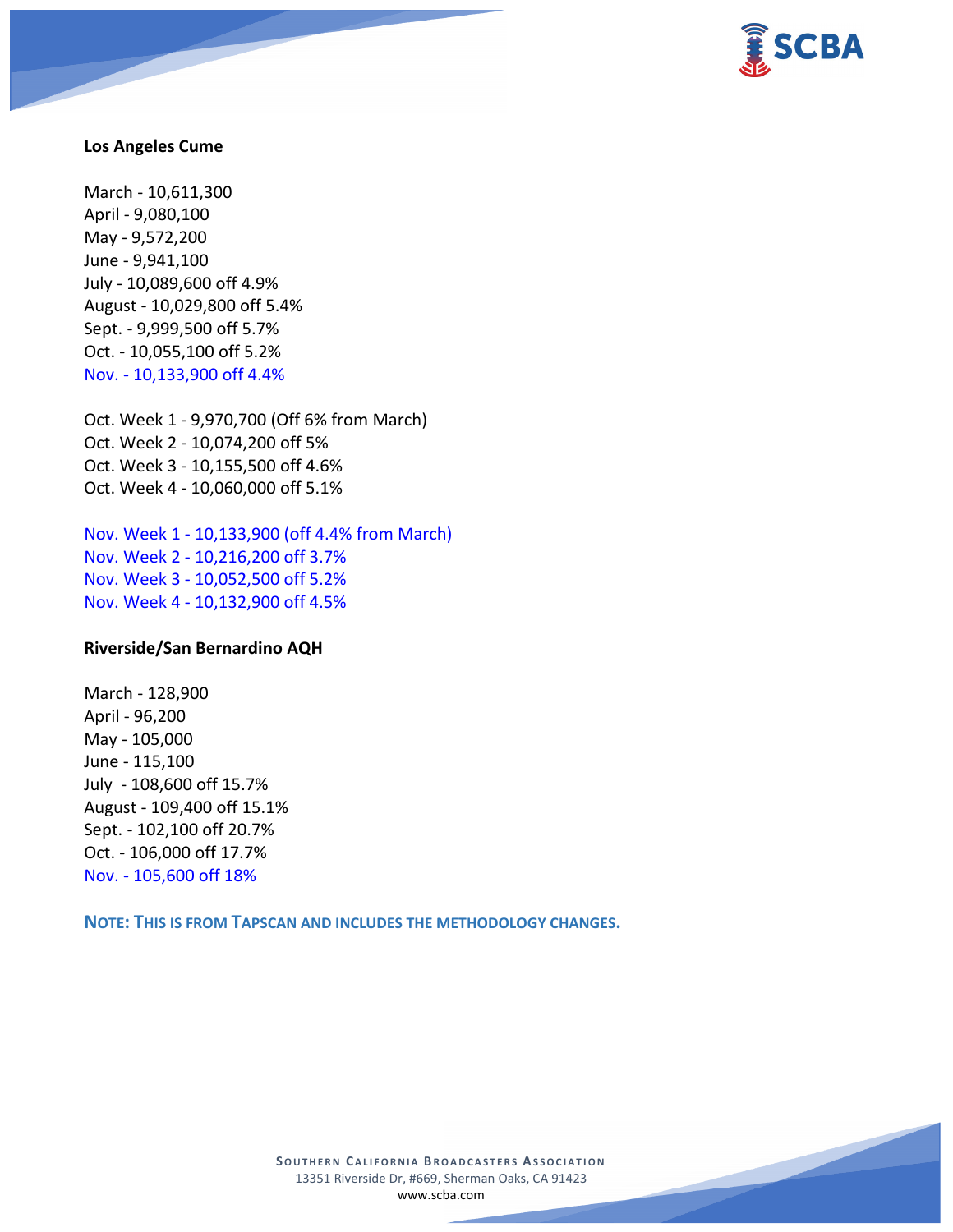**Los Angeles Cume**

March - 10,611,300
April - 9,080,100
May - 9,572,200
June - 9,941,100
July - 10,089,600 off 4.9%
August - 10,029,800 off 5.4%
Sept. - 9,999,500 off 5.7%
Oct. - 10,055,100 off 5.2%
Nov. - 10,133,900 off 4.4%

Oct. Week 1 - 9,970,700 (Off 6% from March)
Oct. Week 2 - 10,074,200 off 5%
Oct. Week 3 - 10,155,500 off 4.6%
Oct. Week 4 - 10,060,000 off 5.1%

Nov. Week 1 - 10,133,900 (off 4.4% from March)
Nov. Week 2 - 10,216,200 off 3.7%
Nov. Week 3 - 10,052,500 off 5.2%
Nov. Week 4 - 10,132,900 off 4.5%

**Riverside/San Bernardino AQH**

March - 128,900
April - 96,200
May - 105,000
June - 115,100
July - 108,600 off 15.7%
August - 109,400 off 15.1%
Sept. - 102,100 off 20.7%
Oct. - 106,000 off 17.7%
Nov. - 105,600 off 18%

**NOTE: THIS IS FROM TAPSCAN AND INCLUDES THE METHODOLOGY CHANGES.**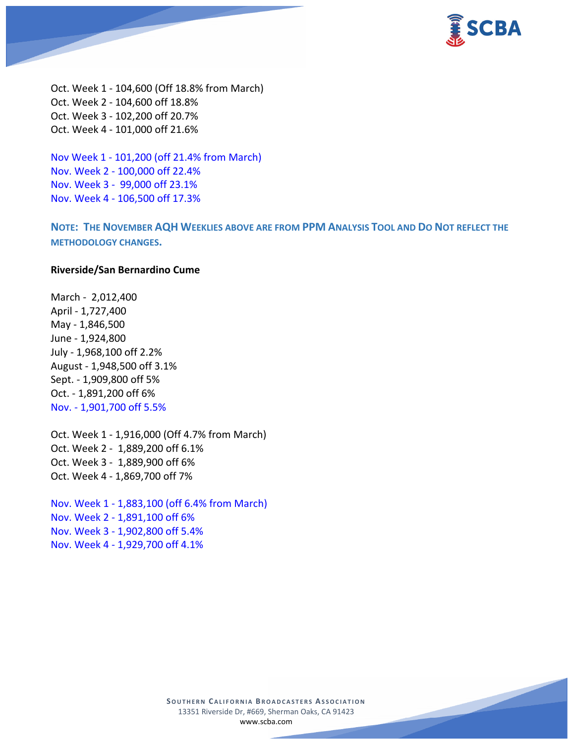Oct. Week 1 - 104,600 (Off 18.8% from March)
Oct. Week 2 - 104,600 off 18.8%
Oct. Week 3 - 102,200 off 20.7%
Oct. Week 4 - 101,000 off 21.6%

Nov Week 1 - 101,200 (off 21.4% from March)
Nov. Week 2 - 100,000 off 22.4%
Nov. Week 3 - 99,000 off 23.1%
Nov. Week 4 - 106,500 off 17.3%

**NOTE: THE NOVEMBER AQH WEEKLIES ABOVE ARE FROM PPM ANALYSIS TOOL AND DO NOT REFLECT THE METHODOLOGY CHANGES.**

**Riverside/San Bernardino Cume**

March - 2,012,400
April - 1,727,400
May - 1,846,500
June - 1,924,800
July - 1,968,100 off 2.2%
August - 1,948,500 off 3.1%
Sept. - 1,909,800 off 5%
Oct. - 1,891,200 off 6%
Nov. - 1,901,700 off 5.5%

Oct. Week 1 - 1,916,000 (Off 4.7% from March)
Oct. Week 2 - 1,889,200 off 6.1%
Oct. Week 3 - 1,889,900 off 6%
Oct. Week 4 - 1,869,700 off 7%

Nov. Week 1 - 1,883,100 (off 6.4% from March)
Nov. Week 2 - 1,891,100 off 6%
Nov. Week 3 - 1,902,800 off 5.4%
Nov. Week 4 - 1,929,700 off 4.1%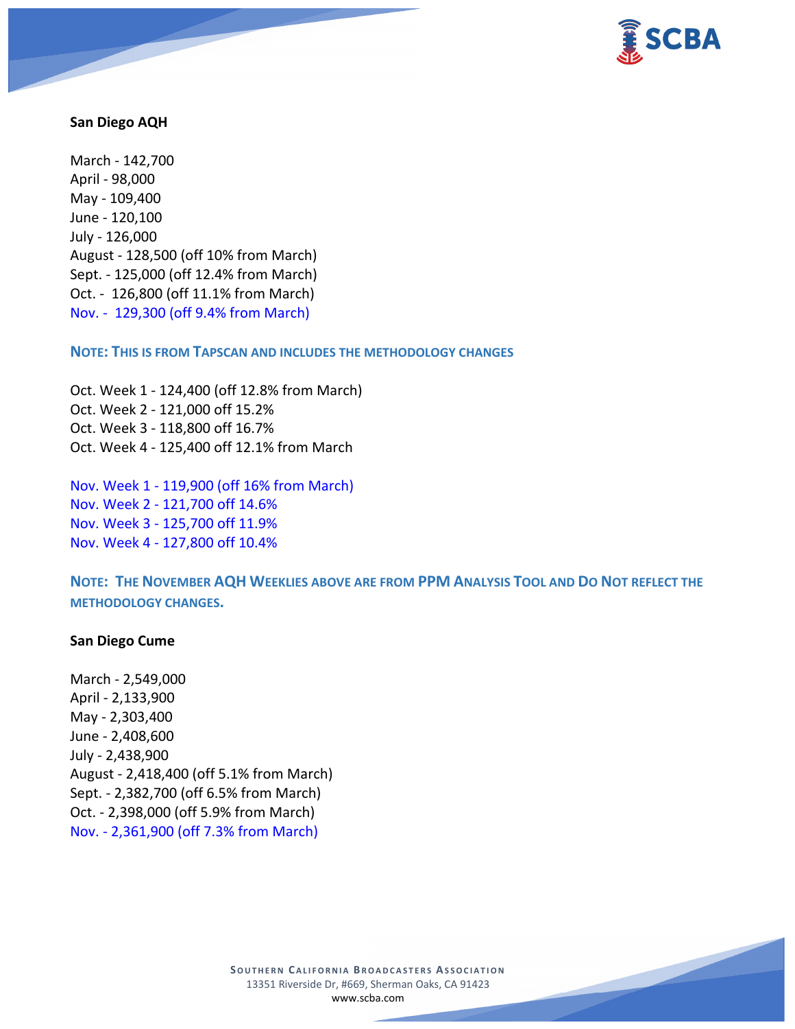**San Diego AQH**

March - 142,700  
April - 98,000  
May - 109,400  
June - 120,100  
July - 126,000  
August - 128,500 (off 10% from March)  
Sept. - 125,000 (off 12.4% from March)  
Oct. - 126,800 (off 11.1% from March)  
Nov. - 129,300 (off 9.4% from March)

**NOTE: THIS IS FROM TAPSCAN AND INCLUDES THE METHODOLOGY CHANGES**

Oct. Week 1 - 124,400 (off 12.8% from March)  
Oct. Week 2 - 121,000 off 15.2%  
Oct. Week 3 - 118,800 off 16.7%  
Oct. Week 4 - 125,400 off 12.1% from March

Nov. Week 1 - 119,900 (off 16% from March)  
Nov. Week 2 - 121,700 off 14.6%  
Nov. Week 3 - 125,700 off 11.9%  
Nov. Week 4 - 127,800 off 10.4%

**NOTE: THE NOVEMBER AQH WEEKLIES ABOVE ARE FROM PPM ANALYSIS TOOL AND DO NOT REFLECT THE METHODOLOGY CHANGES.**

**San Diego Cume**

March - 2,549,000  
April - 2,133,900  
May - 2,303,400  
June - 2,408,600  
July - 2,438,900  
August - 2,418,400 (off 5.1% from March)  
Sept. - 2,382,700 (off 6.5% from March)  
Oct. - 2,398,000 (off 5.9% from March)  
Nov. - 2,361,900 (off 7.3% from March)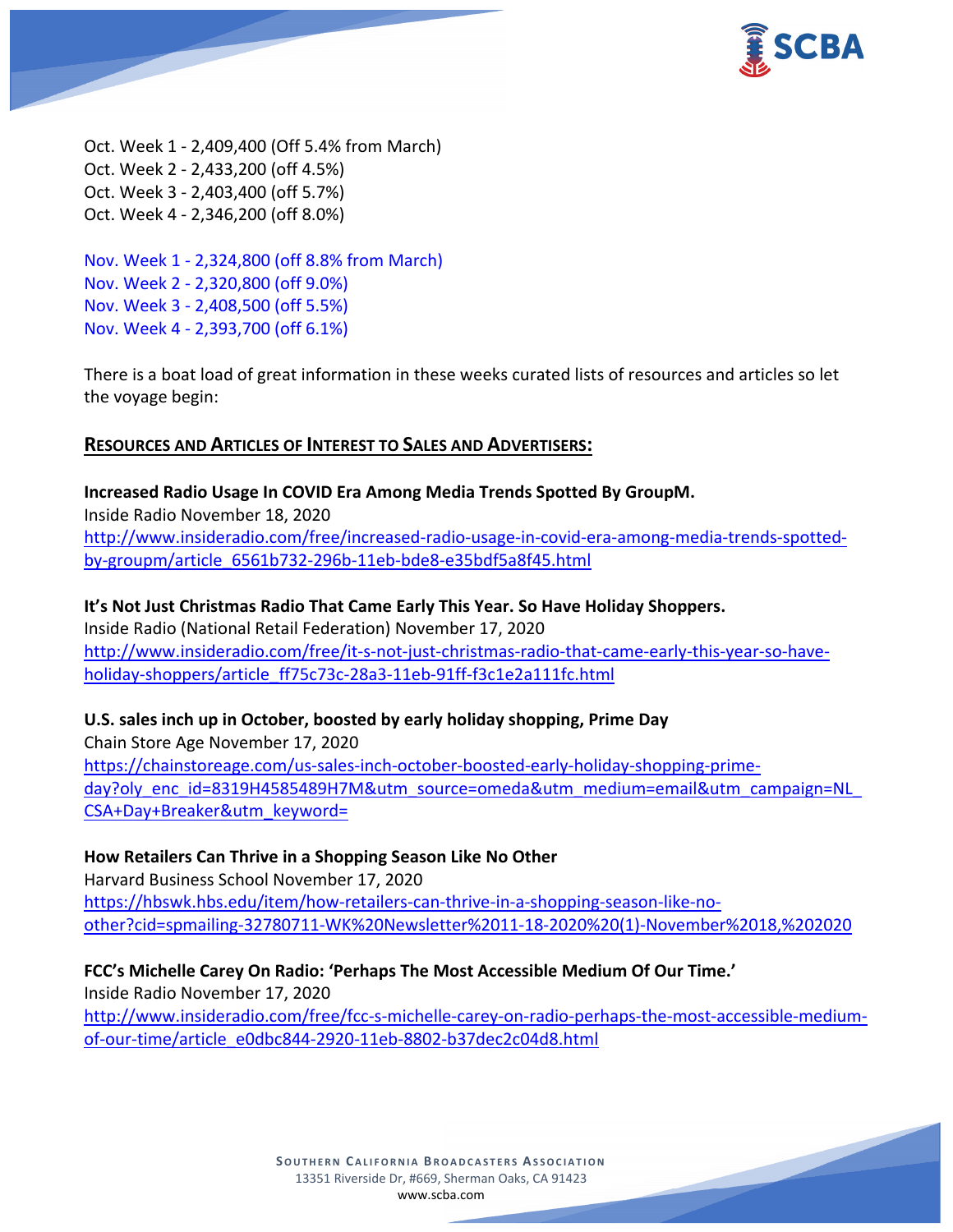Oct. Week 1 - 2,409,400 (Off 5.4% from March)
Oct. Week 2 - 2,433,200 (off 4.5%)
Oct. Week 3 - 2,403,400 (off 5.7%)
Oct. Week 4 - 2,346,200 (off 8.0%)

Nov. Week 1 - 2,324,800 (off 8.8% from March)
Nov. Week 2 - 2,320,800 (off 9.0%)
Nov. Week 3 - 2,408,500 (off 5.5%)
Nov. Week 4 - 2,393,700 (off 6.1%)

There is a boat load of great information in these weeks curated lists of resources and articles so let the voyage begin:

## RESOURCES AND ARTICLES OF INTEREST TO SALES AND ADVERTISERS:

**Increased Radio Usage In COVID Era Among Media Trends Spotted By GroupM.**
Inside Radio November 18, 2020
http://www.insideradio.com/free/increased-radio-usage-in-covid-era-among-media-trends-spotted-by-groupm/article_6561b732-296b-11eb-bde8-e35bdf5a8f45.html

**It's Not Just Christmas Radio That Came Early This Year. So Have Holiday Shoppers.**
Inside Radio (National Retail Federation) November 17, 2020
http://www.insideradio.com/free/it-s-not-just-christmas-radio-that-came-early-this-year-so-have-holiday-shoppers/article_ff75c73c-28a3-11eb-91ff-f3c1e2a111fc.html

**U.S. sales inch up in October, boosted by early holiday shopping, Prime Day**
Chain Store Age November 17, 2020
https://chainstoreage.com/us-sales-inch-october-boosted-early-holiday-shopping-prime-day?oly_enc_id=8319H4585489H7M&utm_source=omeda&utm_medium=email&utm_campaign=NL_CSA+Day+Breaker&utm_keyword=

**How Retailers Can Thrive in a Shopping Season Like No Other**
Harvard Business School November 17, 2020
https://hbswk.hbs.edu/item/how-retailers-can-thrive-in-a-shopping-season-like-no-other?cid=spmailing-32780711-WK%20Newsletter%2011-18-2020%20(1)-November%2018,%202020

**FCC's Michelle Carey On Radio: 'Perhaps The Most Accessible Medium Of Our Time.'**
Inside Radio November 17, 2020
http://www.insideradio.com/free/fcc-s-michelle-carey-on-radio-perhaps-the-most-accessible-medium-of-our-time/article_e0dbc844-2920-11eb-8802-b37dec2c04d8.html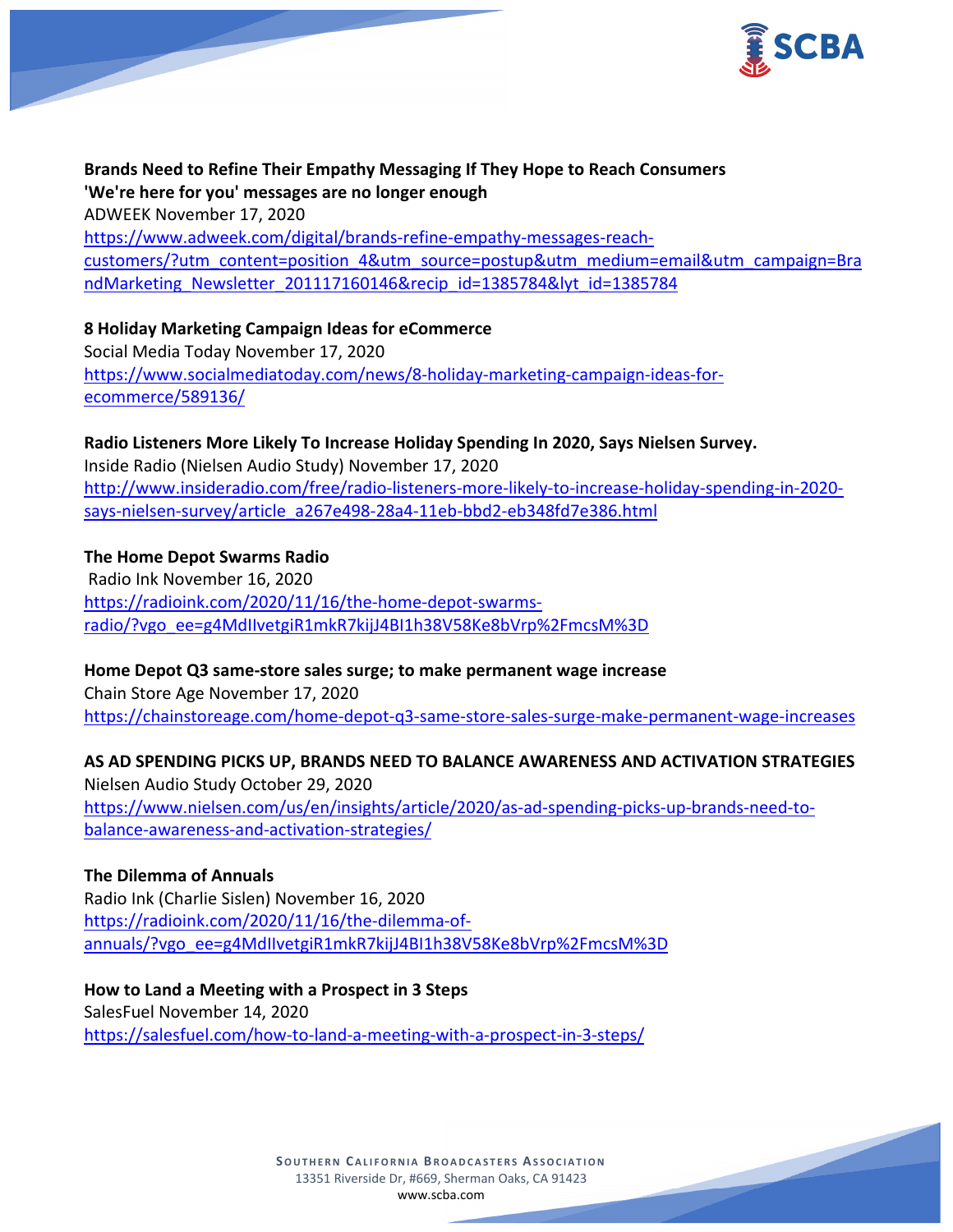**Brands Need to Refine Their Empathy Messaging If They Hope to Reach Consumers**
**'We're here for you' messages are no longer enough**
ADWEEK November 17, 2020
https://www.adweek.com/digital/brands-refine-empathy-messages-reach-customers/?utm_content=position_4&utm_source=postup&utm_medium=email&utm_campaign=BrandMarketing_Newsletter_201117160146&recip_id=1385784&lyt_id=1385784

**8 Holiday Marketing Campaign Ideas for eCommerce**
Social Media Today November 17, 2020
https://www.socialmediatoday.com/news/8-holiday-marketing-campaign-ideas-for-ecommerce/589136/

**Radio Listeners More Likely To Increase Holiday Spending In 2020, Says Nielsen Survey.**
Inside Radio (Nielsen Audio Study) November 17, 2020
http://www.insideradio.com/free/radio-listeners-more-likely-to-increase-holiday-spending-in-2020-says-nielsen-survey/article_a267e498-28a4-11eb-bbd2-eb348fd7e386.html

**The Home Depot Swarms Radio**
Radio Ink November 16, 2020
https://radioink.com/2020/11/16/the-home-depot-swarms-radio/?vgo_ee=g4MdIlvetgiR1mkR7kijJ4BI1h38V58Ke8bVrp%2FmcsM%3D

**Home Depot Q3 same-store sales surge; to make permanent wage increase**
Chain Store Age November 17, 2020
https://chainstoreage.com/home-depot-q3-same-store-sales-surge-make-permanent-wage-increases

**AS AD SPENDING PICKS UP, BRANDS NEED TO BALANCE AWARENESS AND ACTIVATION STRATEGIES**
Nielsen Audio Study October 29, 2020
https://www.nielsen.com/us/en/insights/article/2020/as-ad-spending-picks-up-brands-need-to-balance-awareness-and-activation-strategies/

**The Dilemma of Annuals**
Radio Ink (Charlie Sislen) November 16, 2020
https://radioink.com/2020/11/16/the-dilemma-of-annuals/?vgo_ee=g4MdIlvetgiR1mkR7kijJ4BI1h38V58Ke8bVrp%2FmcsM%3D

**How to Land a Meeting with a Prospect in 3 Steps**
SalesFuel November 14, 2020
https://salesfuel.com/how-to-land-a-meeting-with-a-prospect-in-3-steps/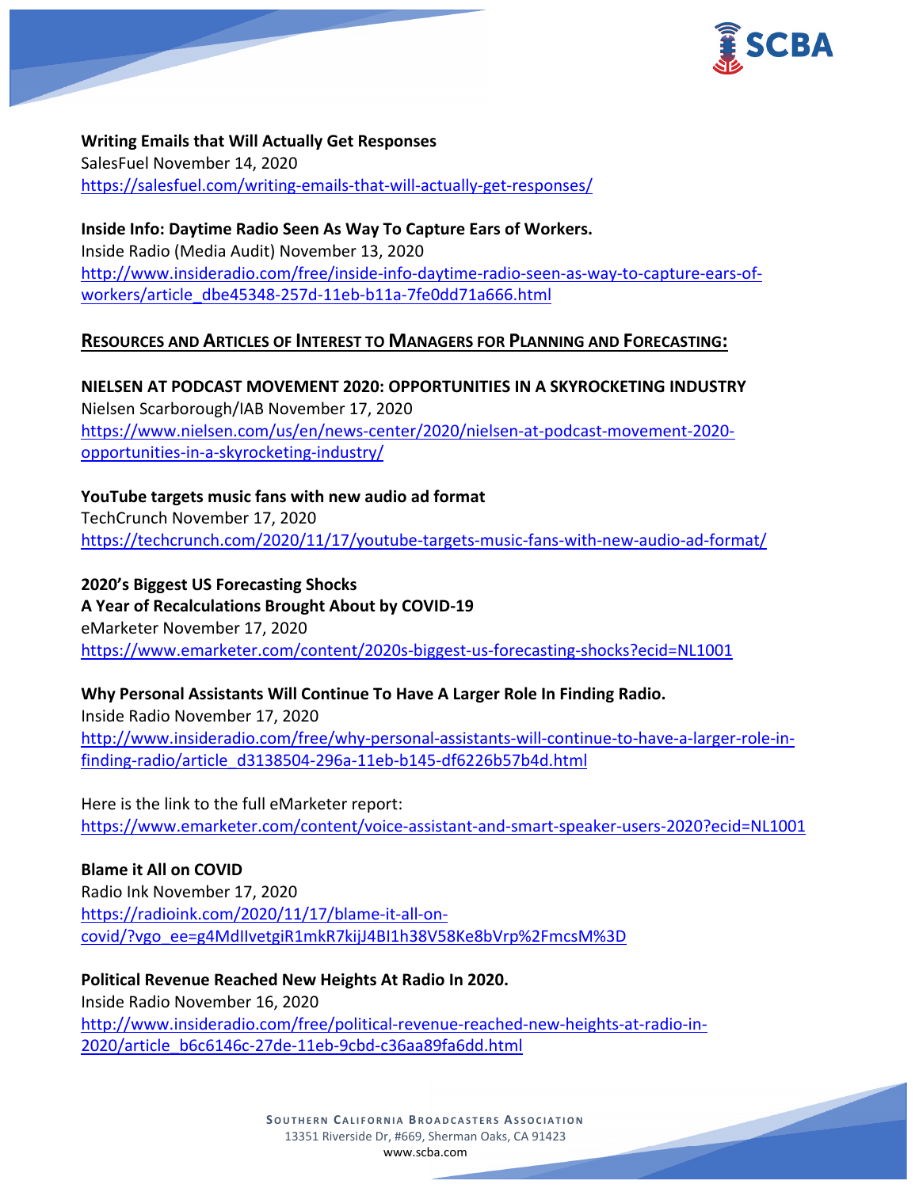**Writing Emails that Will Actually Get Responses**
SalesFuel November 14, 2020
https://salesfuel.com/writing-emails-that-will-actually-get-responses/

**Inside Info: Daytime Radio Seen As Way To Capture Ears of Workers.**
Inside Radio (Media Audit) November 13, 2020
http://www.insideradio.com/free/inside-info-daytime-radio-seen-as-way-to-capture-ears-of-workers/article_dbe45348-257d-11eb-b11a-7fe0dd71a666.html

## RESOURCES AND ARTICLES OF INTEREST TO MANAGERS FOR PLANNING AND FORECASTING:

**NIELSEN AT PODCAST MOVEMENT 2020: OPPORTUNITIES IN A SKYROCKETING INDUSTRY**
Nielsen Scarborough/IAB November 17, 2020
https://www.nielsen.com/us/en/news-center/2020/nielsen-at-podcast-movement-2020-opportunities-in-a-skyrocketing-industry/

**YouTube targets music fans with new audio ad format**
TechCrunch November 17, 2020
https://techcrunch.com/2020/11/17/youtube-targets-music-fans-with-new-audio-ad-format/

**2020's Biggest US Forecasting Shocks**
**A Year of Recalculations Brought About by COVID-19**
eMarketer November 17, 2020
https://www.emarketer.com/content/2020s-biggest-us-forecasting-shocks?ecid=NL1001

**Why Personal Assistants Will Continue To Have A Larger Role In Finding Radio.**
Inside Radio November 17, 2020
http://www.insideradio.com/free/why-personal-assistants-will-continue-to-have-a-larger-role-in-finding-radio/article_d3138504-296a-11eb-b145-df6226b57b4d.html

Here is the link to the full eMarketer report:
https://www.emarketer.com/content/voice-assistant-and-smart-speaker-users-2020?ecid=NL1001

**Blame it All on COVID**
Radio Ink November 17, 2020
https://radioink.com/2020/11/17/blame-it-all-on-covid/?vgo_ee=g4MdIIvetgiR1mkR7kijJ4BI1h38V58Ke8bVrp%2FmcsM%3D

**Political Revenue Reached New Heights At Radio In 2020.**
Inside Radio November 16, 2020
http://www.insideradio.com/free/political-revenue-reached-new-heights-at-radio-in-2020/article_b6c6146c-27de-11eb-9cbd-c36aa89fa6dd.html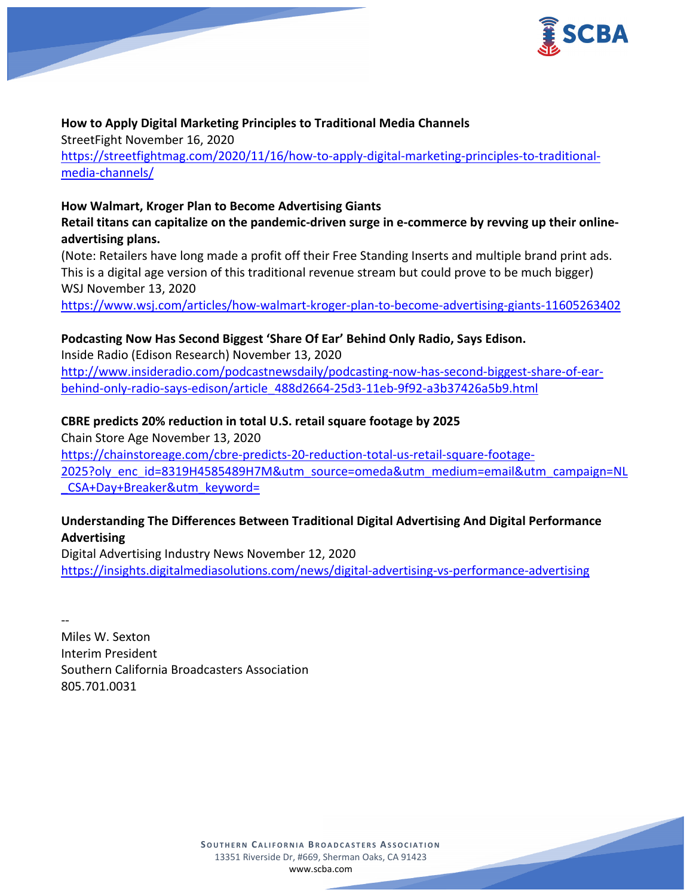**How to Apply Digital Marketing Principles to Traditional Media Channels**
StreetFight November 16, 2020
https://streetfightmag.com/2020/11/16/how-to-apply-digital-marketing-principles-to-traditional-media-channels/

**How Walmart, Kroger Plan to Become Advertising Giants**
**Retail titans can capitalize on the pandemic-driven surge in e-commerce by revving up their online-advertising plans.**
(Note: Retailers have long made a profit off their Free Standing Inserts and multiple brand print ads. This is a digital age version of this traditional revenue stream but could prove to be much bigger)
WSJ November 13, 2020
https://www.wsj.com/articles/how-walmart-kroger-plan-to-become-advertising-giants-11605263402

**Podcasting Now Has Second Biggest 'Share Of Ear' Behind Only Radio, Says Edison.**
Inside Radio (Edison Research) November 13, 2020
http://www.insideradio.com/podcastnewsdaily/podcasting-now-has-second-biggest-share-of-ear-behind-only-radio-says-edison/article_488d2664-25d3-11eb-9f92-a3b37426a5b9.html

**CBRE predicts 20% reduction in total U.S. retail square footage by 2025**
Chain Store Age November 13, 2020
https://chainstoreage.com/cbre-predicts-20-reduction-total-us-retail-square-footage-2025?oly_enc_id=8319H4585489H7M&utm_source=omeda&utm_medium=email&utm_campaign=NL_CSA+Day+Breaker&utm_keyword=

**Understanding The Differences Between Traditional Digital Advertising And Digital Performance Advertising**
Digital Advertising Industry News November 12, 2020
https://insights.digitalmediasolutions.com/news/digital-advertising-vs-performance-advertising

--
Miles W. Sexton
Interim President
Southern California Broadcasters Association
805.701.0031